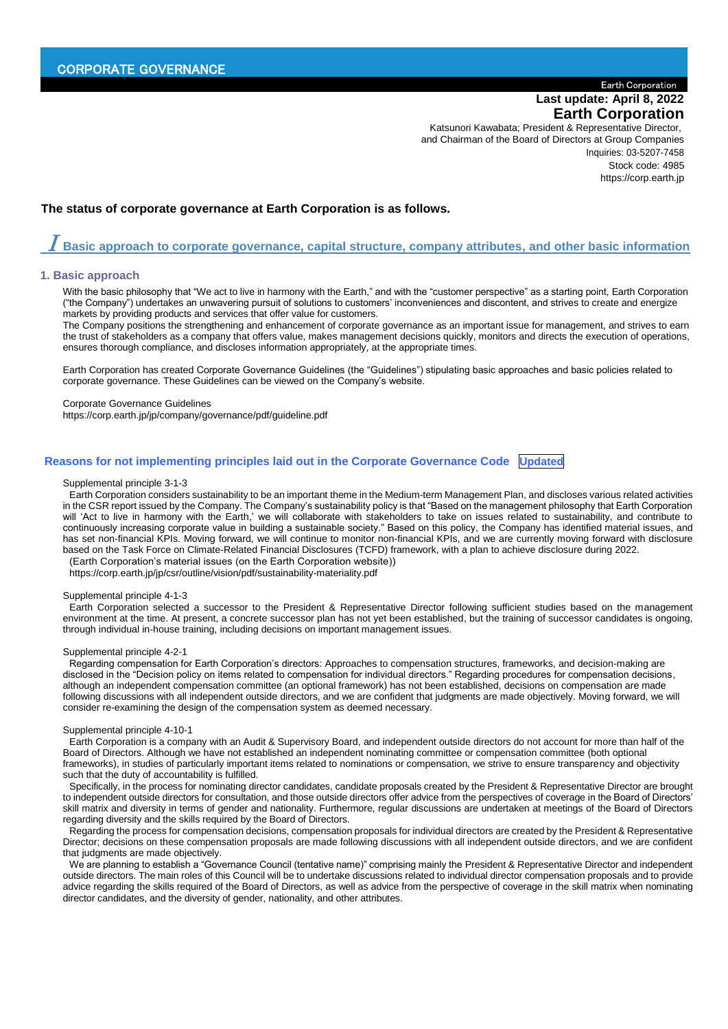# CORPORATE GOVERNANCE

**Last update: April 8, 2022**
**Earth Corporation**

Katsunori Kawabata; President & Representative Director,
and Chairman of the Board of Directors at Group Companies
Inquiries: 03-5207-7458
Stock code: 4985
https://corp.earth.jp

**The status of corporate governance at Earth Corporation is as follows.**

## I Basic approach to corporate governance, capital structure, company attributes, and other basic information

### 1. Basic approach

With the basic philosophy that "We act to live in harmony with the Earth," and with the "customer perspective" as a starting point, Earth Corporation ("the Company") undertakes an unwavering pursuit of solutions to customers' inconveniences and discontent, and strives to create and energize markets by providing products and services that offer value for customers.
The Company positions the strengthening and enhancement of corporate governance as an important issue for management, and strives to earn the trust of stakeholders as a company that offers value, makes management decisions quickly, monitors and directs the execution of operations, ensures thorough compliance, and discloses information appropriately, at the appropriate times.

Earth Corporation has created Corporate Governance Guidelines (the "Guidelines") stipulating basic approaches and basic policies related to corporate governance. These Guidelines can be viewed on the Company's website.

Corporate Governance Guidelines
https://corp.earth.jp/jp/company/governance/pdf/guideline.pdf

### Reasons for not implementing principles laid out in the Corporate Governance Code **Updated**

Supplemental principle 3-1-3

Earth Corporation considers sustainability to be an important theme in the Medium-term Management Plan, and discloses various related activities in the CSR report issued by the Company. The Company's sustainability policy is that "Based on the management philosophy that Earth Corporation will 'Act to live in harmony with the Earth,' we will collaborate with stakeholders to take on issues related to sustainability, and contribute to continuously increasing corporate value in building a sustainable society." Based on this policy, the Company has identified material issues, and has set non-financial KPIs. Moving forward, we will continue to monitor non-financial KPIs, and we are currently moving forward with disclosure based on the Task Force on Climate-Related Financial Disclosures (TCFD) framework, with a plan to achieve disclosure during 2022.
(Earth Corporation's material issues (on the Earth Corporation website))
https://corp.earth.jp/jp/csr/outline/vision/pdf/sustainability-materiality.pdf

Supplemental principle 4-1-3

Earth Corporation selected a successor to the President & Representative Director following sufficient studies based on the management environment at the time. At present, a concrete successor plan has not yet been established, but the training of successor candidates is ongoing, through individual in-house training, including decisions on important management issues.

Supplemental principle 4-2-1

Regarding compensation for Earth Corporation's directors: Approaches to compensation structures, frameworks, and decision-making are disclosed in the "Decision policy on items related to compensation for individual directors." Regarding procedures for compensation decisions, although an independent compensation committee (an optional framework) has not been established, decisions on compensation are made following discussions with all independent outside directors, and we are confident that judgments are made objectively. Moving forward, we will consider re-examining the design of the compensation system as deemed necessary.

Supplemental principle 4-10-1

Earth Corporation is a company with an Audit & Supervisory Board, and independent outside directors do not account for more than half of the Board of Directors. Although we have not established an independent nominating committee or compensation committee (both optional frameworks), in studies of particularly important items related to nominations or compensation, we strive to ensure transparency and objectivity such that the duty of accountability is fulfilled.

Specifically, in the process for nominating director candidates, candidate proposals created by the President & Representative Director are brought to independent outside directors for consultation, and those outside directors offer advice from the perspectives of coverage in the Board of Directors' skill matrix and diversity in terms of gender and nationality. Furthermore, regular discussions are undertaken at meetings of the Board of Directors regarding diversity and the skills required by the Board of Directors.

Regarding the process for compensation decisions, compensation proposals for individual directors are created by the President & Representative Director; decisions on these compensation proposals are made following discussions with all independent outside directors, and we are confident that judgments are made objectively.

We are planning to establish a "Governance Council (tentative name)" comprising mainly the President & Representative Director and independent outside directors. The main roles of this Council will be to undertake discussions related to individual director compensation proposals and to provide advice regarding the skills required of the Board of Directors, as well as advice from the perspective of coverage in the skill matrix when nominating director candidates, and the diversity of gender, nationality, and other attributes.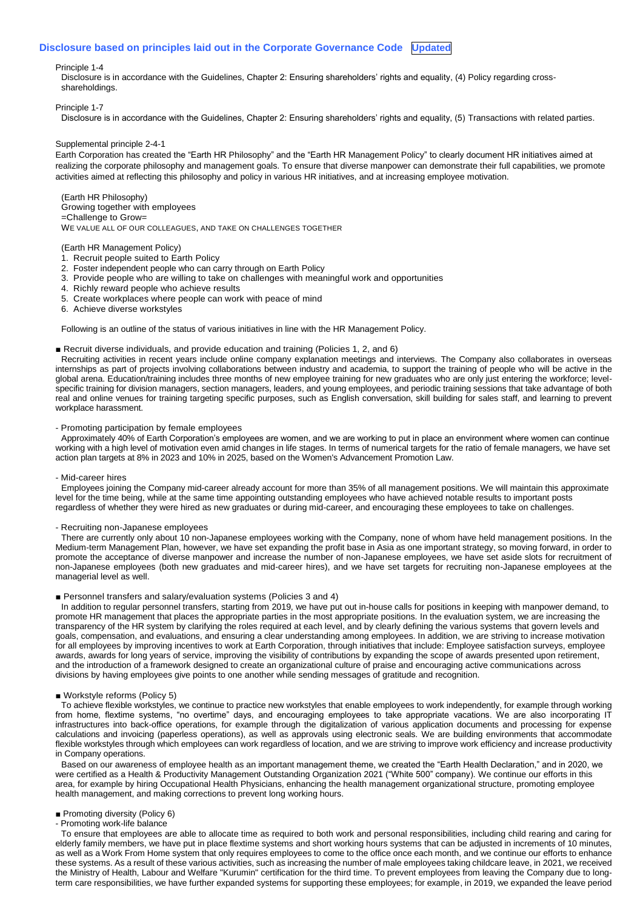## Disclosure based on principles laid out in the Corporate Governance Code Updated

Principle 1-4

Disclosure is in accordance with the Guidelines, Chapter 2: Ensuring shareholders' rights and equality, (4) Policy regarding cross-shareholdings.

Principle 1-7

Disclosure is in accordance with the Guidelines, Chapter 2: Ensuring shareholders' rights and equality, (5) Transactions with related parties.

Supplemental principle 2-4-1

Earth Corporation has created the "Earth HR Philosophy" and the "Earth HR Management Policy" to clearly document HR initiatives aimed at realizing the corporate philosophy and management goals. To ensure that diverse manpower can demonstrate their full capabilities, we promote activities aimed at reflecting this philosophy and policy in various HR initiatives, and at increasing employee motivation.

(Earth HR Philosophy)
Growing together with employees
=Challenge to Grow=
WE VALUE ALL OF OUR COLLEAGUES, AND TAKE ON CHALLENGES TOGETHER

(Earth HR Management Policy)

1. Recruit people suited to Earth Policy
2. Foster independent people who can carry through on Earth Policy
3. Provide people who are willing to take on challenges with meaningful work and opportunities
4. Richly reward people who achieve results
5. Create workplaces where people can work with peace of mind
6. Achieve diverse workstyles

Following is an outline of the status of various initiatives in line with the HR Management Policy.

■ Recruit diverse individuals, and provide education and training (Policies 1, 2, and 6)

Recruiting activities in recent years include online company explanation meetings and interviews. The Company also collaborates in overseas internships as part of projects involving collaborations between industry and academia, to support the training of people who will be active in the global arena. Education/training includes three months of new employee training for new graduates who are only just entering the workforce; level-specific training for division managers, section managers, leaders, and young employees, and periodic training sessions that take advantage of both real and online venues for training targeting specific purposes, such as English conversation, skill building for sales staff, and learning to prevent workplace harassment.

- Promoting participation by female employees

Approximately 40% of Earth Corporation's employees are women, and we are working to put in place an environment where women can continue working with a high level of motivation even amid changes in life stages. In terms of numerical targets for the ratio of female managers, we have set action plan targets at 8% in 2023 and 10% in 2025, based on the Women's Advancement Promotion Law.

- Mid-career hires

Employees joining the Company mid-career already account for more than 35% of all management positions. We will maintain this approximate level for the time being, while at the same time appointing outstanding employees who have achieved notable results to important posts regardless of whether they were hired as new graduates or during mid-career, and encouraging these employees to take on challenges.

- Recruiting non-Japanese employees

There are currently only about 10 non-Japanese employees working with the Company, none of whom have held management positions. In the Medium-term Management Plan, however, we have set expanding the profit base in Asia as one important strategy, so moving forward, in order to promote the acceptance of diverse manpower and increase the number of non-Japanese employees, we have set aside slots for recruitment of non-Japanese employees (both new graduates and mid-career hires), and we have set targets for recruiting non-Japanese employees at the managerial level as well.

■ Personnel transfers and salary/evaluation systems (Policies 3 and 4)

In addition to regular personnel transfers, starting from 2019, we have put out in-house calls for positions in keeping with manpower demand, to promote HR management that places the appropriate parties in the most appropriate positions. In the evaluation system, we are increasing the transparency of the HR system by clarifying the roles required at each level, and by clearly defining the various systems that govern levels and goals, compensation, and evaluations, and ensuring a clear understanding among employees. In addition, we are striving to increase motivation for all employees by improving incentives to work at Earth Corporation, through initiatives that include: Employee satisfaction surveys, employee awards, awards for long years of service, improving the visibility of contributions by expanding the scope of awards presented upon retirement, and the introduction of a framework designed to create an organizational culture of praise and encouraging active communications across divisions by having employees give points to one another while sending messages of gratitude and recognition.

■ Workstyle reforms (Policy 5)

To achieve flexible workstyles, we continue to practice new workstyles that enable employees to work independently, for example through working from home, flextime systems, "no overtime" days, and encouraging employees to take appropriate vacations. We are also incorporating IT infrastructures into back-office operations, for example through the digitalization of various application documents and processing for expense calculations and invoicing (paperless operations), as well as approvals using electronic seals. We are building environments that accommodate flexible workstyles through which employees can work regardless of location, and we are striving to improve work efficiency and increase productivity in Company operations.

Based on our awareness of employee health as an important management theme, we created the "Earth Health Declaration," and in 2020, we were certified as a Health & Productivity Management Outstanding Organization 2021 ("White 500" company). We continue our efforts in this area, for example by hiring Occupational Health Physicians, enhancing the health management organizational structure, promoting employee health management, and making corrections to prevent long working hours.

■ Promoting diversity (Policy 6)

- Promoting work-life balance

To ensure that employees are able to allocate time as required to both work and personal responsibilities, including child rearing and caring for elderly family members, we have put in place flextime systems and short working hours systems that can be adjusted in increments of 10 minutes, as well as a Work From Home system that only requires employees to come to the office once each month, and we continue our efforts to enhance these systems. As a result of these various activities, such as increasing the number of male employees taking childcare leave, in 2021, we received the Ministry of Health, Labour and Welfare "Kurumin" certification for the third time. To prevent employees from leaving the Company due to long-term care responsibilities, we have further expanded systems for supporting these employees; for example, in 2019, we expanded the leave period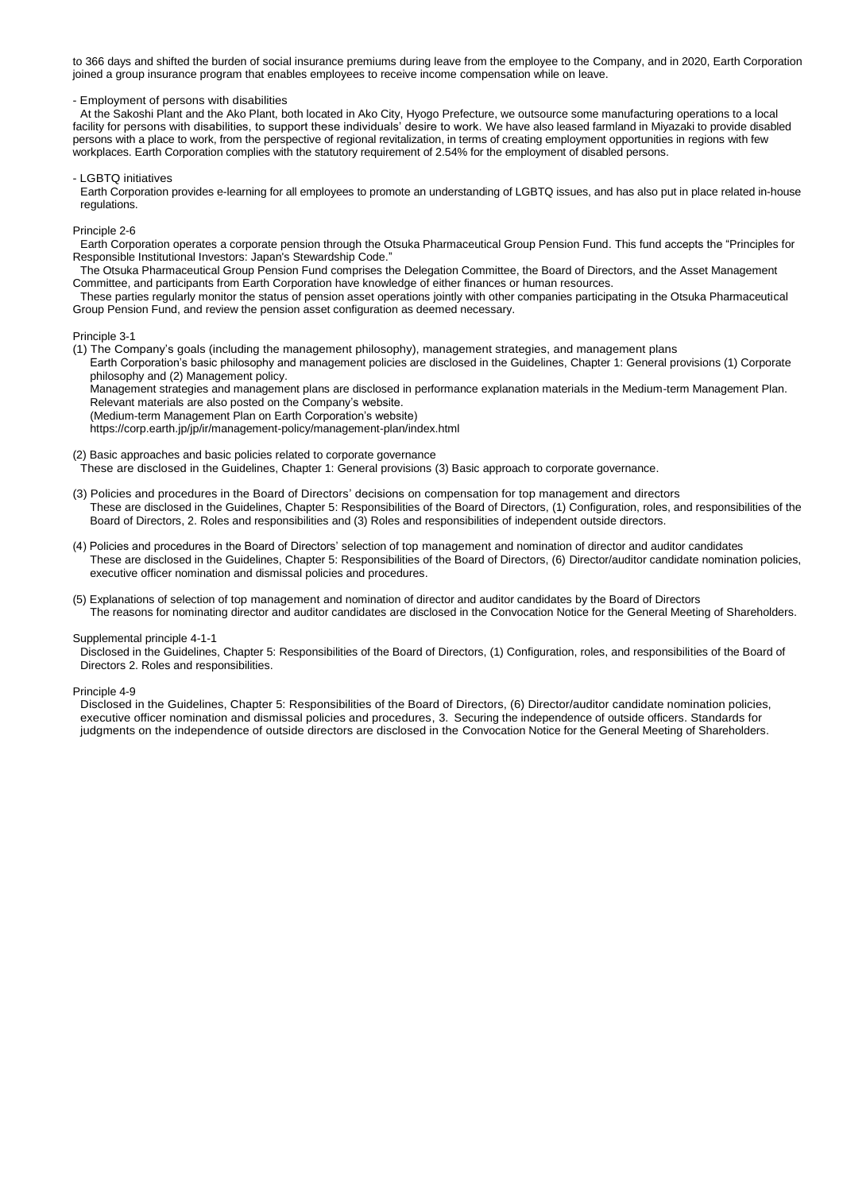to 366 days and shifted the burden of social insurance premiums during leave from the employee to the Company, and in 2020, Earth Corporation joined a group insurance program that enables employees to receive income compensation while on leave.

- Employment of persons with disabilities

At the Sakoshi Plant and the Ako Plant, both located in Ako City, Hyogo Prefecture, we outsource some manufacturing operations to a local facility for persons with disabilities, to support these individuals' desire to work. We have also leased farmland in Miyazaki to provide disabled persons with a place to work, from the perspective of regional revitalization, in terms of creating employment opportunities in regions with few workplaces. Earth Corporation complies with the statutory requirement of 2.54% for the employment of disabled persons.

- LGBTQ initiatives

Earth Corporation provides e-learning for all employees to promote an understanding of LGBTQ issues, and has also put in place related in-house regulations.

Principle 2-6

Earth Corporation operates a corporate pension through the Otsuka Pharmaceutical Group Pension Fund. This fund accepts the "Principles for Responsible Institutional Investors: Japan's Stewardship Code."

The Otsuka Pharmaceutical Group Pension Fund comprises the Delegation Committee, the Board of Directors, and the Asset Management Committee, and participants from Earth Corporation have knowledge of either finances or human resources.

These parties regularly monitor the status of pension asset operations jointly with other companies participating in the Otsuka Pharmaceutical Group Pension Fund, and review the pension asset configuration as deemed necessary.

Principle 3-1

(1) The Company's goals (including the management philosophy), management strategies, and management plans

Earth Corporation's basic philosophy and management policies are disclosed in the Guidelines, Chapter 1: General provisions (1) Corporate philosophy and (2) Management policy.

Management strategies and management plans are disclosed in performance explanation materials in the Medium-term Management Plan. Relevant materials are also posted on the Company's website.

(Medium-term Management Plan on Earth Corporation's website)

https://corp.earth.jp/jp/ir/management-policy/management-plan/index.html

(2) Basic approaches and basic policies related to corporate governance

These are disclosed in the Guidelines, Chapter 1: General provisions (3) Basic approach to corporate governance.

(3) Policies and procedures in the Board of Directors' decisions on compensation for top management and directors

These are disclosed in the Guidelines, Chapter 5: Responsibilities of the Board of Directors, (1) Configuration, roles, and responsibilities of the Board of Directors, 2. Roles and responsibilities and (3) Roles and responsibilities of independent outside directors.

(4) Policies and procedures in the Board of Directors' selection of top management and nomination of director and auditor candidates

These are disclosed in the Guidelines, Chapter 5: Responsibilities of the Board of Directors, (6) Director/auditor candidate nomination policies, executive officer nomination and dismissal policies and procedures.

(5) Explanations of selection of top management and nomination of director and auditor candidates by the Board of Directors

The reasons for nominating director and auditor candidates are disclosed in the Convocation Notice for the General Meeting of Shareholders.

Supplemental principle 4-1-1

Disclosed in the Guidelines, Chapter 5: Responsibilities of the Board of Directors, (1) Configuration, roles, and responsibilities of the Board of Directors 2. Roles and responsibilities.

Principle 4-9

Disclosed in the Guidelines, Chapter 5: Responsibilities of the Board of Directors, (6) Director/auditor candidate nomination policies, executive officer nomination and dismissal policies and procedures, 3. Securing the independence of outside officers. Standards for judgments on the independence of outside directors are disclosed in the Convocation Notice for the General Meeting of Shareholders.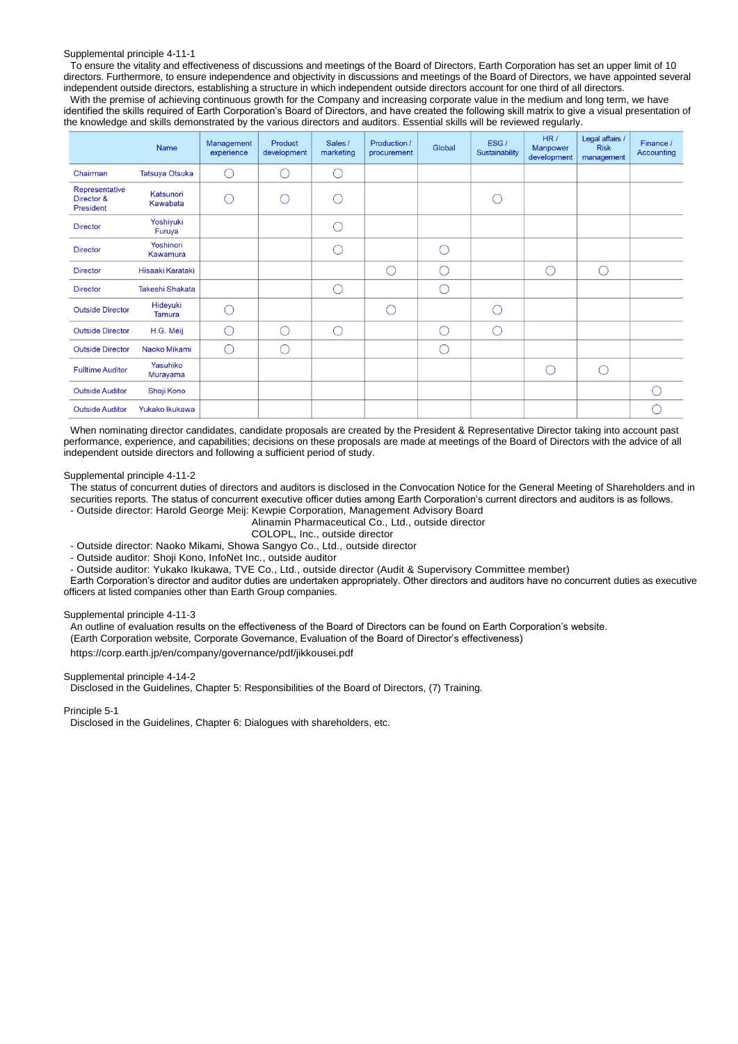Supplemental principle 4-11-1

To ensure the vitality and effectiveness of discussions and meetings of the Board of Directors, Earth Corporation has set an upper limit of 10 directors. Furthermore, to ensure independence and objectivity in discussions and meetings of the Board of Directors, we have appointed several independent outside directors, establishing a structure in which independent outside directors account for one third of all directors.

With the premise of achieving continuous growth for the Company and increasing corporate value in the medium and long term, we have identified the skills required of Earth Corporation's Board of Directors, and have created the following skill matrix to give a visual presentation of the knowledge and skills demonstrated by the various directors and auditors. Essential skills will be reviewed regularly.

| | Name | Management experience | Product development | Sales / marketing | Production / procurement | Global | ESG / Sustainability | HR / Manpower development | Legal affairs / Risk management | Finance / Accounting |
|---|---|---|---|---|---|---|---|---|---|---|
| Chairman | Tatsuya Otsuka | ○ | ○ | ○ | | | | | | |
| Representative Director & President | Katsunori Kawabata | ○ | ○ | ○ | | | ○ | | | |
| Director | Yoshiyuki Furuya | | | ○ | | | | | | |
| Director | Yoshinori Kawamura | | | ○ | | ○ | | | | |
| Director | Hisaaki Karataki | | | | ○ | ○ | | ○ | ○ | |
| Director | Takeshi Shakata | | | ○ | | ○ | | | | |
| Outside Director | Hideyuki Tamura | ○ | | | ○ | | ○ | | | |
| Outside Director | H.G. Meij | ○ | ○ | ○ | | ○ | ○ | | | |
| Outside Director | Naoko Mikami | ○ | ○ | | | ○ | | | | |
| Fulltime Auditor | Yasuhiko Murayama | | | | | | | ○ | ○ | |
| Outside Auditor | Shoji Kono | | | | | | | | | ○ |
| Outside Auditor | Yukako Ikukawa | | | | | | | | | ○ |

When nominating director candidates, candidate proposals are created by the President & Representative Director taking into account past performance, experience, and capabilities; decisions on these proposals are made at meetings of the Board of Directors with the advice of all independent outside directors and following a sufficient period of study.

Supplemental principle 4-11-2

The status of concurrent duties of directors and auditors is disclosed in the Convocation Notice for the General Meeting of Shareholders and in securities reports. The status of concurrent executive officer duties among Earth Corporation's current directors and auditors is as follows.

- Outside director: Harold George Meij: Kewpie Corporation, Management Advisory Board
  Alinamin Pharmaceutical Co., Ltd., outside director
  COLOPL, Inc., outside director
- Outside director: Naoko Mikami, Showa Sangyo Co., Ltd., outside director
- Outside auditor: Shoji Kono, InfoNet Inc., outside auditor
- Outside auditor: Yukako Ikukawa, TVE Co., Ltd., outside director (Audit & Supervisory Committee member)

Earth Corporation's director and auditor duties are undertaken appropriately. Other directors and auditors have no concurrent duties as executive officers at listed companies other than Earth Group companies.

Supplemental principle 4-11-3

An outline of evaluation results on the effectiveness of the Board of Directors can be found on Earth Corporation's website.
(Earth Corporation website, Corporate Governance, Evaluation of the Board of Director's effectiveness)
https://corp.earth.jp/en/company/governance/pdf/jikkousei.pdf

Supplemental principle 4-14-2

Disclosed in the Guidelines, Chapter 5: Responsibilities of the Board of Directors, (7) Training.

Principle 5-1

Disclosed in the Guidelines, Chapter 6: Dialogues with shareholders, etc.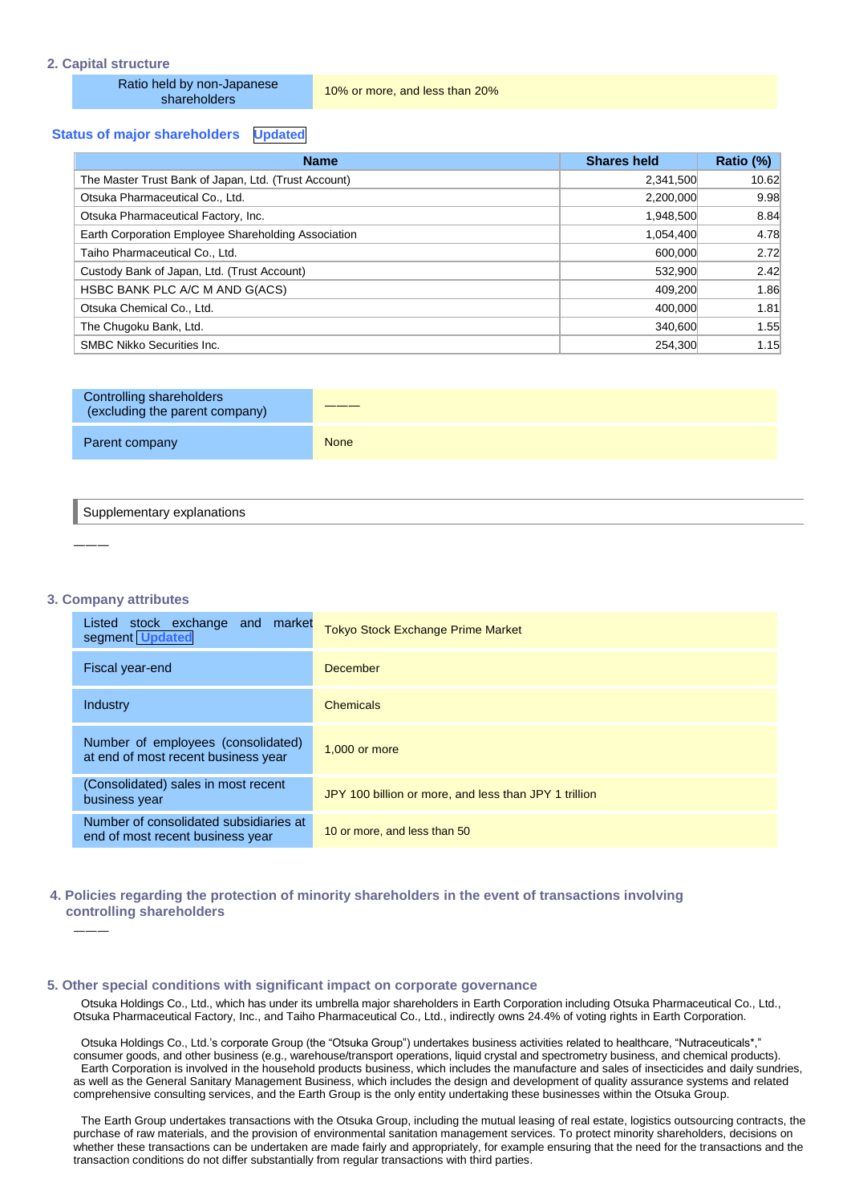## 2. Capital structure

| Ratio held by non-Japanese shareholders | 10% or more, and less than 20% |
|---|---|

### Status of major shareholders Updated

| Name | Shares held | Ratio (%) |
|---|---|---|
| The Master Trust Bank of Japan, Ltd. (Trust Account) | 2,341,500 | 10.62 |
| Otsuka Pharmaceutical Co., Ltd. | 2,200,000 | 9.98 |
| Otsuka Pharmaceutical Factory, Inc. | 1,948,500 | 8.84 |
| Earth Corporation Employee Shareholding Association | 1,054,400 | 4.78 |
| Taiho Pharmaceutical Co., Ltd. | 600,000 | 2.72 |
| Custody Bank of Japan, Ltd. (Trust Account) | 532,900 | 2.42 |
| HSBC BANK PLC A/C M AND G(ACS) | 409,200 | 1.86 |
| Otsuka Chemical Co., Ltd. | 400,000 | 1.81 |
| The Chugoku Bank, Ltd. | 340,600 | 1.55 |
| SMBC Nikko Securities Inc. | 254,300 | 1.15 |

| Controlling shareholders (excluding the parent company) | ――― |
|---|---|
| Parent company | None |

Supplementary explanations

―――

## 3. Company attributes

| Listed stock exchange and market segment Updated | Tokyo Stock Exchange Prime Market |
|---|---|
| Fiscal year-end | December |
| Industry | Chemicals |
| Number of employees (consolidated) at end of most recent business year | 1,000 or more |
| (Consolidated) sales in most recent business year | JPY 100 billion or more, and less than JPY 1 trillion |
| Number of consolidated subsidiaries at end of most recent business year | 10 or more, and less than 50 |

## 4. Policies regarding the protection of minority shareholders in the event of transactions involving controlling shareholders

―――

## 5. Other special conditions with significant impact on corporate governance

Otsuka Holdings Co., Ltd., which has under its umbrella major shareholders in Earth Corporation including Otsuka Pharmaceutical Co., Ltd., Otsuka Pharmaceutical Factory, Inc., and Taiho Pharmaceutical Co., Ltd., indirectly owns 24.4% of voting rights in Earth Corporation.

Otsuka Holdings Co., Ltd.'s corporate Group (the "Otsuka Group") undertakes business activities related to healthcare, "Nutraceuticals*," consumer goods, and other business (e.g., warehouse/transport operations, liquid crystal and spectrometry business, and chemical products). Earth Corporation is involved in the household products business, which includes the manufacture and sales of insecticides and daily sundries, as well as the General Sanitary Management Business, which includes the design and development of quality assurance systems and related comprehensive consulting services, and the Earth Group is the only entity undertaking these businesses within the Otsuka Group.

The Earth Group undertakes transactions with the Otsuka Group, including the mutual leasing of real estate, logistics outsourcing contracts, the purchase of raw materials, and the provision of environmental sanitation management services. To protect minority shareholders, decisions on whether these transactions can be undertaken are made fairly and appropriately, for example ensuring that the need for the transactions and the transaction conditions do not differ substantially from regular transactions with third parties.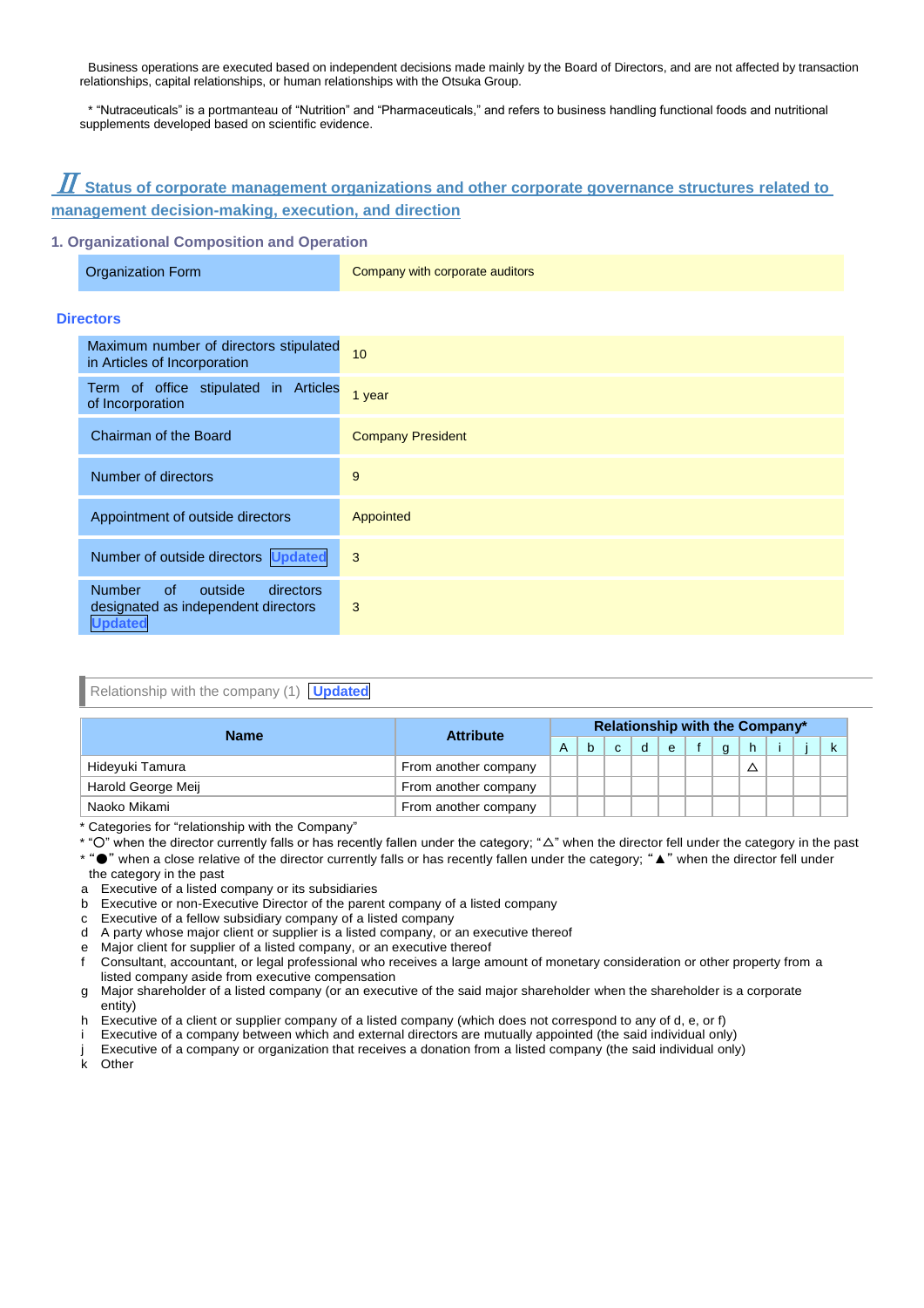Business operations are executed based on independent decisions made mainly by the Board of Directors, and are not affected by transaction relationships, capital relationships, or human relationships with the Otsuka Group.

* "Nutraceuticals" is a portmanteau of "Nutrition" and "Pharmaceuticals," and refers to business handling functional foods and nutritional supplements developed based on scientific evidence.

## II Status of corporate management organizations and other corporate governance structures related to management decision-making, execution, and direction

### 1. Organizational Composition and Operation

| Organization Form | Company with corporate auditors |
|---|---|

### Directors

| Maximum number of directors stipulated in Articles of Incorporation | 10 |
|---|---|
| Term of office stipulated in Articles of Incorporation | 1 year |
| Chairman of the Board | Company President |
| Number of directors | 9 |
| Appointment of outside directors | Appointed |
| Number of outside directors Updated | 3 |
| Number of outside directors designated as independent directors Updated | 3 |

Relationship with the company (1) Updated

| Name | Attribute | Relationship with the Company* | | | | | | | | | | |
|---|---|---|---|---|---|---|---|---|---|---|---|---|
| | | A | b | c | d | e | f | g | h | i | j | k |
| Hideyuki Tamura | From another company | | | | | | | | △ | | | |
| Harold George Meij | From another company | | | | | | | | | | | |
| Naoko Mikami | From another company | | | | | | | | | | | |

* Categories for "relationship with the Company"
* "○" when the director currently falls or has recently fallen under the category; "△" when the director fell under the category in the past
* "●" when a close relative of the director currently falls or has recently fallen under the category; "▲" when the director fell under the category in the past

a Executive of a listed company or its subsidiaries
b Executive or non-Executive Director of the parent company of a listed company
c Executive of a fellow subsidiary company of a listed company
d A party whose major client or supplier is a listed company, or an executive thereof
e Major client for supplier of a listed company, or an executive thereof
f Consultant, accountant, or legal professional who receives a large amount of monetary consideration or other property from a listed company aside from executive compensation
g Major shareholder of a listed company (or an executive of the said major shareholder when the shareholder is a corporate entity)
h Executive of a client or supplier company of a listed company (which does not correspond to any of d, e, or f)
i Executive of a company between which and external directors are mutually appointed (the said individual only)
j Executive of a company or organization that receives a donation from a listed company (the said individual only)
k Other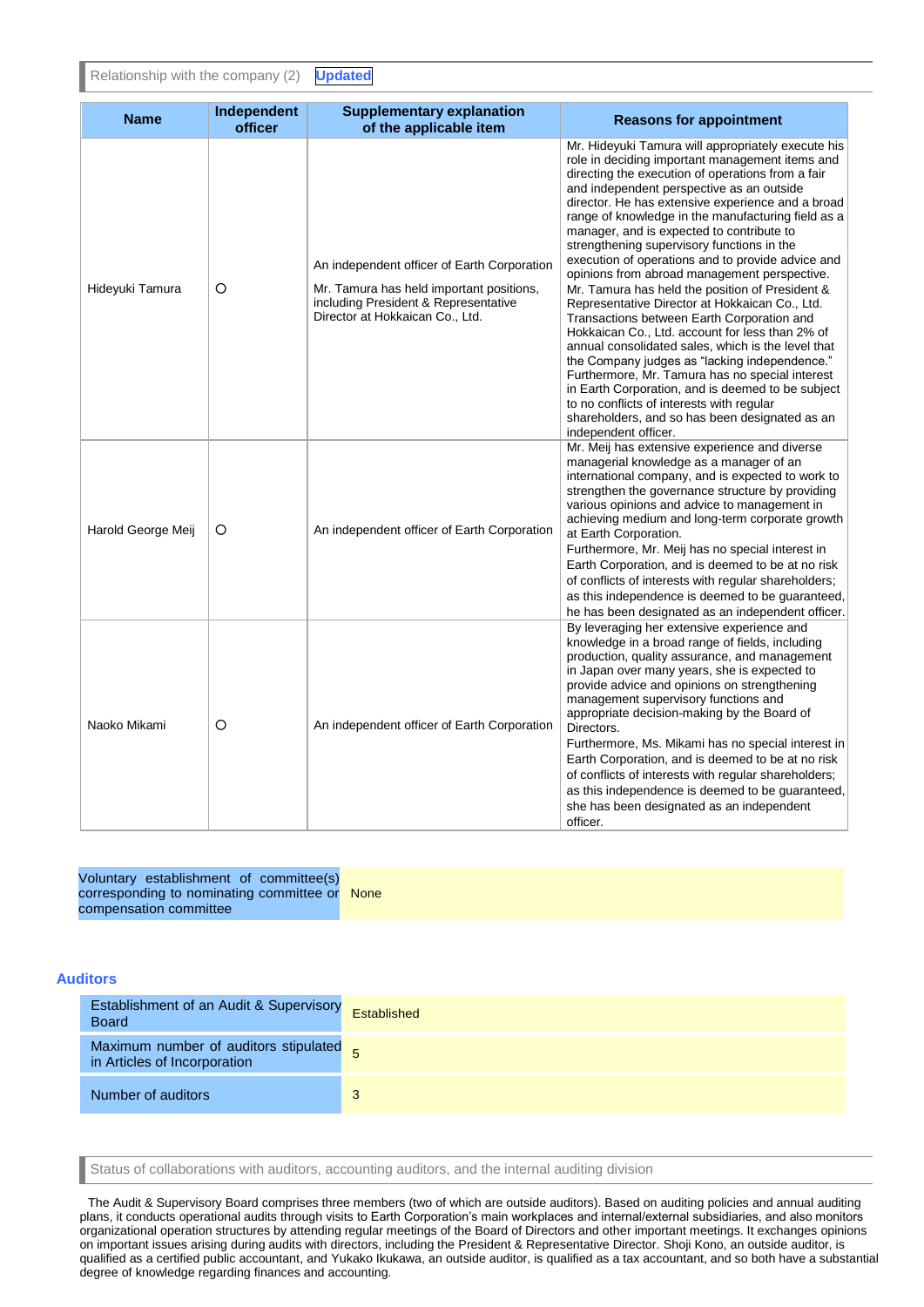Relationship with the company (2) **Updated**

| Name | Independent officer | Supplementary explanation of the applicable item | Reasons for appointment |
|---|---|---|---|
| Hideyuki Tamura | ○ | An independent officer of Earth Corporation<br><br>Mr. Tamura has held important positions, including President & Representative Director at Hokkaican Co., Ltd. | Mr. Hideyuki Tamura will appropriately execute his role in deciding important management items and directing the execution of operations from a fair and independent perspective as an outside director. He has extensive experience and a broad range of knowledge in the manufacturing field as a manager, and is expected to contribute to strengthening supervisory functions in the execution of operations and to provide advice and opinions from abroad management perspective.<br>Mr. Tamura has held the position of President & Representative Director at Hokkaican Co., Ltd. Transactions between Earth Corporation and Hokkaican Co., Ltd. account for less than 2% of annual consolidated sales, which is the level that the Company judges as "lacking independence." Furthermore, Mr. Tamura has no special interest in Earth Corporation, and is deemed to be subject to no conflicts of interests with regular shareholders, and so has been designated as an independent officer. |
| Harold George Meij | ○ | An independent officer of Earth Corporation | Mr. Meij has extensive experience and diverse managerial knowledge as a manager of an international company, and is expected to work to strengthen the governance structure by providing various opinions and advice to management in achieving medium and long-term corporate growth at Earth Corporation.<br>Furthermore, Mr. Meij has no special interest in Earth Corporation, and is deemed to be at no risk of conflicts of interests with regular shareholders; as this independence is deemed to be guaranteed, he has been designated as an independent officer. |
| Naoko Mikami | ○ | An independent officer of Earth Corporation | By leveraging her extensive experience and knowledge in a broad range of fields, including production, quality assurance, and management in Japan over many years, she is expected to provide advice and opinions on strengthening management supervisory functions and appropriate decision-making by the Board of Directors.<br>Furthermore, Ms. Mikami has no special interest in Earth Corporation, and is deemed to be at no risk of conflicts of interests with regular shareholders; as this independence is deemed to be guaranteed, she has been designated as an independent officer. |

| Voluntary establishment of committee(s) corresponding to nominating committee or compensation committee | None |
|---|---|

## Auditors

| Establishment of an Audit & Supervisory Board | Established |
|---|---|
| Maximum number of auditors stipulated in Articles of Incorporation | 5 |
| Number of auditors | 3 |

Status of collaborations with auditors, accounting auditors, and the internal auditing division

The Audit & Supervisory Board comprises three members (two of which are outside auditors). Based on auditing policies and annual auditing plans, it conducts operational audits through visits to Earth Corporation's main workplaces and internal/external subsidiaries, and also monitors organizational operation structures by attending regular meetings of the Board of Directors and other important meetings. It exchanges opinions on important issues arising during audits with directors, including the President & Representative Director. Shoji Kono, an outside auditor, is qualified as a certified public accountant, and Yukako Ikukawa, an outside auditor, is qualified as a tax accountant, and so both have a substantial degree of knowledge regarding finances and accounting.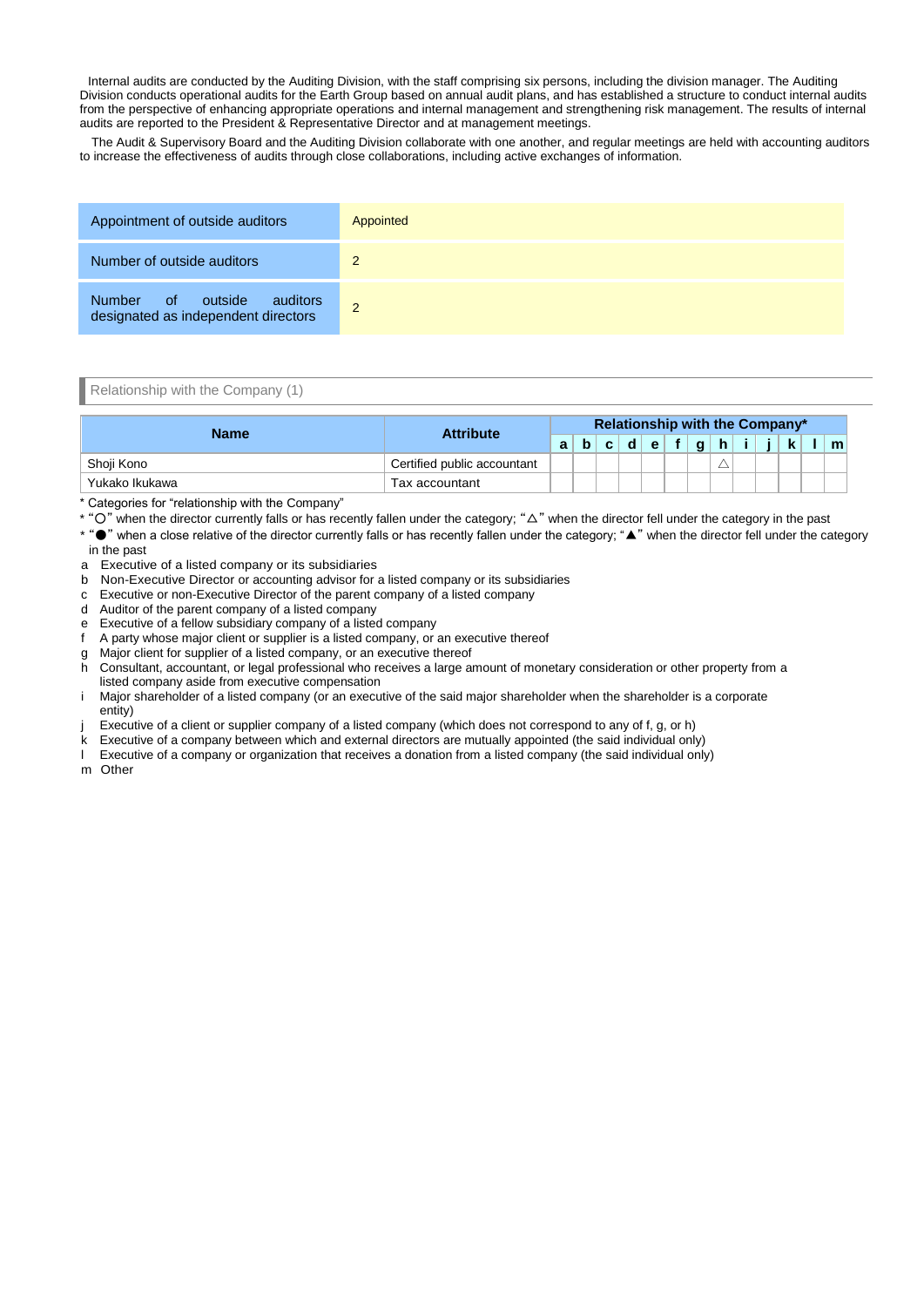Internal audits are conducted by the Auditing Division, with the staff comprising six persons, including the division manager. The Auditing Division conducts operational audits for the Earth Group based on annual audit plans, and has established a structure to conduct internal audits from the perspective of enhancing appropriate operations and internal management and strengthening risk management. The results of internal audits are reported to the President & Representative Director and at management meetings.

The Audit & Supervisory Board and the Auditing Division collaborate with one another, and regular meetings are held with accounting auditors to increase the effectiveness of audits through close collaborations, including active exchanges of information.

| | |
|---|---|
| Appointment of outside auditors | Appointed |
| Number of outside auditors | 2 |
| Number of outside auditors designated as independent directors | 2 |

Relationship with the Company (1)

| Name | Attribute | Relationship with the Company* | | | | | | | | | | | | |
|---|---|---|---|---|---|---|---|---|---|---|---|---|---|---|
| | | a | b | c | d | e | f | g | h | i | j | k | l | m |
| Shoji Kono | Certified public accountant | | | | | | | | △ | | | | | |
| Yukako Ikukawa | Tax accountant | | | | | | | | | | | | | |

* Categories for "relationship with the Company"
* "○" when the director currently falls or has recently fallen under the category; "△" when the director fell under the category in the past
* "●" when a close relative of the director currently falls or has recently fallen under the category; "▲" when the director fell under the category in the past

a Executive of a listed company or its subsidiaries
b Non-Executive Director or accounting advisor for a listed company or its subsidiaries
c Executive or non-Executive Director of the parent company of a listed company
d Auditor of the parent company of a listed company
e Executive of a fellow subsidiary company of a listed company
f A party whose major client or supplier is a listed company, or an executive thereof
g Major client for supplier of a listed company, or an executive thereof
h Consultant, accountant, or legal professional who receives a large amount of monetary consideration or other property from a listed company aside from executive compensation
i Major shareholder of a listed company (or an executive of the said major shareholder when the shareholder is a corporate entity)
j Executive of a client or supplier company of a listed company (which does not correspond to any of f, g, or h)
k Executive of a company between which and external directors are mutually appointed (the said individual only)
l Executive of a company or organization that receives a donation from a listed company (the said individual only)
m Other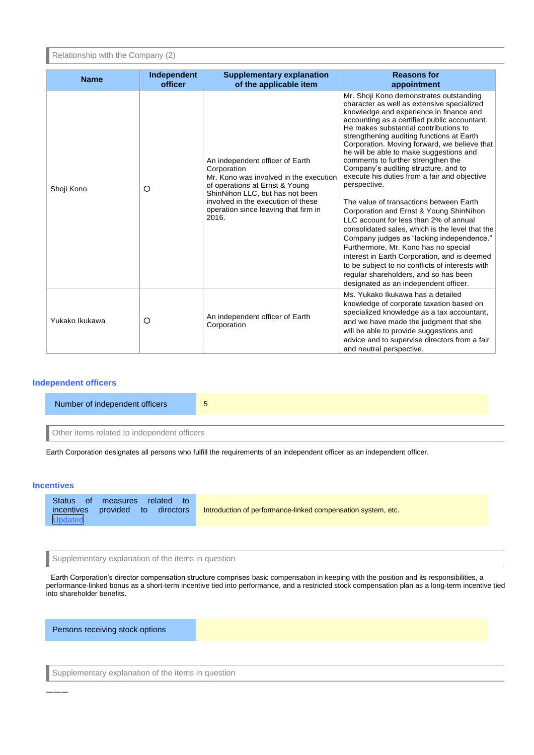Relationship with the Company (2)

| Name | Independent officer | Supplementary explanation of the applicable item | Reasons for appointment |
|---|---|---|---|
| Shoji Kono | ○ | An independent officer of Earth Corporation<br>Mr. Kono was involved in the execution of operations at Ernst & Young ShinNihon LLC, but has not been involved in the execution of these operation since leaving that firm in 2016. | Mr. Shoji Kono demonstrates outstanding character as well as extensive specialized knowledge and experience in finance and accounting as a certified public accountant. He makes substantial contributions to strengthening auditing functions at Earth Corporation. Moving forward, we believe that he will be able to make suggestions and comments to further strengthen the Company's auditing structure, and to execute his duties from a fair and objective perspective.<br><br>The value of transactions between Earth Corporation and Ernst & Young ShinNihon LLC account for less than 2% of annual consolidated sales, which is the level that the Company judges as "lacking independence." Furthermore, Mr. Kono has no special interest in Earth Corporation, and is deemed to be subject to no conflicts of interests with regular shareholders, and so has been designated as an independent officer. |
| Yukako Ikukawa | ○ | An independent officer of Earth Corporation | Ms. Yukako Ikukawa has a detailed knowledge of corporate taxation based on specialized knowledge as a tax accountant, and we have made the judgment that she will be able to provide suggestions and advice and to supervise directors from a fair and neutral perspective. |

## Independent officers

| Number of independent officers | 5 |
|---|---|

Other items related to independent officers

Earth Corporation designates all persons who fulfill the requirements of an independent officer as an independent officer.

## Incentives

| Status of measures related to incentives provided to directors Updated | Introduction of performance-linked compensation system, etc. |
|---|---|

Supplementary explanation of the items in question

Earth Corporation's director compensation structure comprises basic compensation in keeping with the position and its responsibilities, a performance-linked bonus as a short-term incentive tied into performance, and a restricted stock compensation plan as a long-term incentive tied into shareholder benefits.

| Persons receiving stock options | |
|---|---|

Supplementary explanation of the items in question

———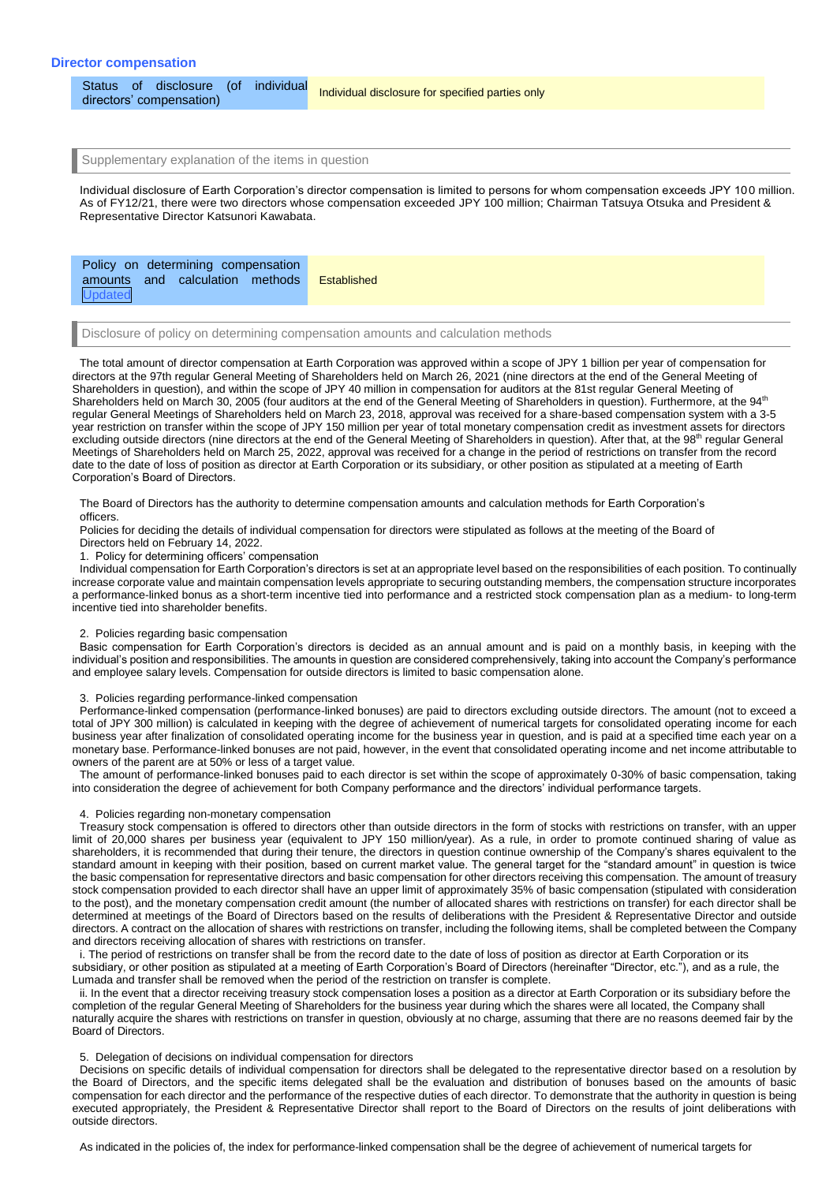## Director compensation

| Status of disclosure (of individual directors' compensation) | Individual disclosure for specified parties only |
|---|---|

Supplementary explanation of the items in question

Individual disclosure of Earth Corporation's director compensation is limited to persons for whom compensation exceeds JPY 100 million. As of FY12/21, there were two directors whose compensation exceeded JPY 100 million; Chairman Tatsuya Otsuka and President & Representative Director Katsunori Kawabata.

| Policy on determining compensation amounts and calculation methods Updated | Established |
|---|---|

Disclosure of policy on determining compensation amounts and calculation methods

The total amount of director compensation at Earth Corporation was approved within a scope of JPY 1 billion per year of compensation for directors at the 97th regular General Meeting of Shareholders held on March 26, 2021 (nine directors at the end of the General Meeting of Shareholders in question), and within the scope of JPY 40 million in compensation for auditors at the 81st regular General Meeting of Shareholders held on March 30, 2005 (four auditors at the end of the General Meeting of Shareholders in question). Furthermore, at the 94th regular General Meetings of Shareholders held on March 23, 2018, approval was received for a share-based compensation system with a 3-5 year restriction on transfer within the scope of JPY 150 million per year of total monetary compensation credit as investment assets for directors excluding outside directors (nine directors at the end of the General Meeting of Shareholders in question). After that, at the 98th regular General Meetings of Shareholders held on March 25, 2022, approval was received for a change in the period of restrictions on transfer from the record date to the date of loss of position as director at Earth Corporation or its subsidiary, or other position as stipulated at a meeting of Earth Corporation's Board of Directors.

The Board of Directors has the authority to determine compensation amounts and calculation methods for Earth Corporation's officers.

Policies for deciding the details of individual compensation for directors were stipulated as follows at the meeting of the Board of Directors held on February 14, 2022.

1. Policy for determining officers' compensation

Individual compensation for Earth Corporation's directors is set at an appropriate level based on the responsibilities of each position. To continually increase corporate value and maintain compensation levels appropriate to securing outstanding members, the compensation structure incorporates a performance-linked bonus as a short-term incentive tied into performance and a restricted stock compensation plan as a medium- to long-term incentive tied into shareholder benefits.

2. Policies regarding basic compensation

Basic compensation for Earth Corporation's directors is decided as an annual amount and is paid on a monthly basis, in keeping with the individual's position and responsibilities. The amounts in question are considered comprehensively, taking into account the Company's performance and employee salary levels. Compensation for outside directors is limited to basic compensation alone.

3. Policies regarding performance-linked compensation

Performance-linked compensation (performance-linked bonuses) are paid to directors excluding outside directors. The amount (not to exceed a total of JPY 300 million) is calculated in keeping with the degree of achievement of numerical targets for consolidated operating income for each business year after finalization of consolidated operating income for the business year in question, and is paid at a specified time each year on a monetary base. Performance-linked bonuses are not paid, however, in the event that consolidated operating income and net income attributable to owners of the parent are at 50% or less of a target value.

The amount of performance-linked bonuses paid to each director is set within the scope of approximately 0-30% of basic compensation, taking into consideration the degree of achievement for both Company performance and the directors' individual performance targets.

4. Policies regarding non-monetary compensation

Treasury stock compensation is offered to directors other than outside directors in the form of stocks with restrictions on transfer, with an upper limit of 20,000 shares per business year (equivalent to JPY 150 million/year). As a rule, in order to promote continued sharing of value as shareholders, it is recommended that during their tenure, the directors in question continue ownership of the Company's shares equivalent to the standard amount in keeping with their position, based on current market value. The general target for the "standard amount" in question is twice the basic compensation for representative directors and basic compensation for other directors receiving this compensation. The amount of treasury stock compensation provided to each director shall have an upper limit of approximately 35% of basic compensation (stipulated with consideration to the post), and the monetary compensation credit amount (the number of allocated shares with restrictions on transfer) for each director shall be determined at meetings of the Board of Directors based on the results of deliberations with the President & Representative Director and outside directors. A contract on the allocation of shares with restrictions on transfer, including the following items, shall be completed between the Company and directors receiving allocation of shares with restrictions on transfer.

i. The period of restrictions on transfer shall be from the record date to the date of loss of position as director at Earth Corporation or its subsidiary, or other position as stipulated at a meeting of Earth Corporation's Board of Directors (hereinafter "Director, etc."), and as a rule, the Lumada and transfer shall be removed when the period of the restriction on transfer is complete.

ii. In the event that a director receiving treasury stock compensation loses a position as a director at Earth Corporation or its subsidiary before the completion of the regular General Meeting of Shareholders for the business year during which the shares were all located, the Company shall naturally acquire the shares with restrictions on transfer in question, obviously at no charge, assuming that there are no reasons deemed fair by the Board of Directors.

5. Delegation of decisions on individual compensation for directors

Decisions on specific details of individual compensation for directors shall be delegated to the representative director based on a resolution by the Board of Directors, and the specific items delegated shall be the evaluation and distribution of bonuses based on the amounts of basic compensation for each director and the performance of the respective duties of each director. To demonstrate that the authority in question is being executed appropriately, the President & Representative Director shall report to the Board of Directors on the results of joint deliberations with outside directors.

As indicated in the policies of, the index for performance-linked compensation shall be the degree of achievement of numerical targets for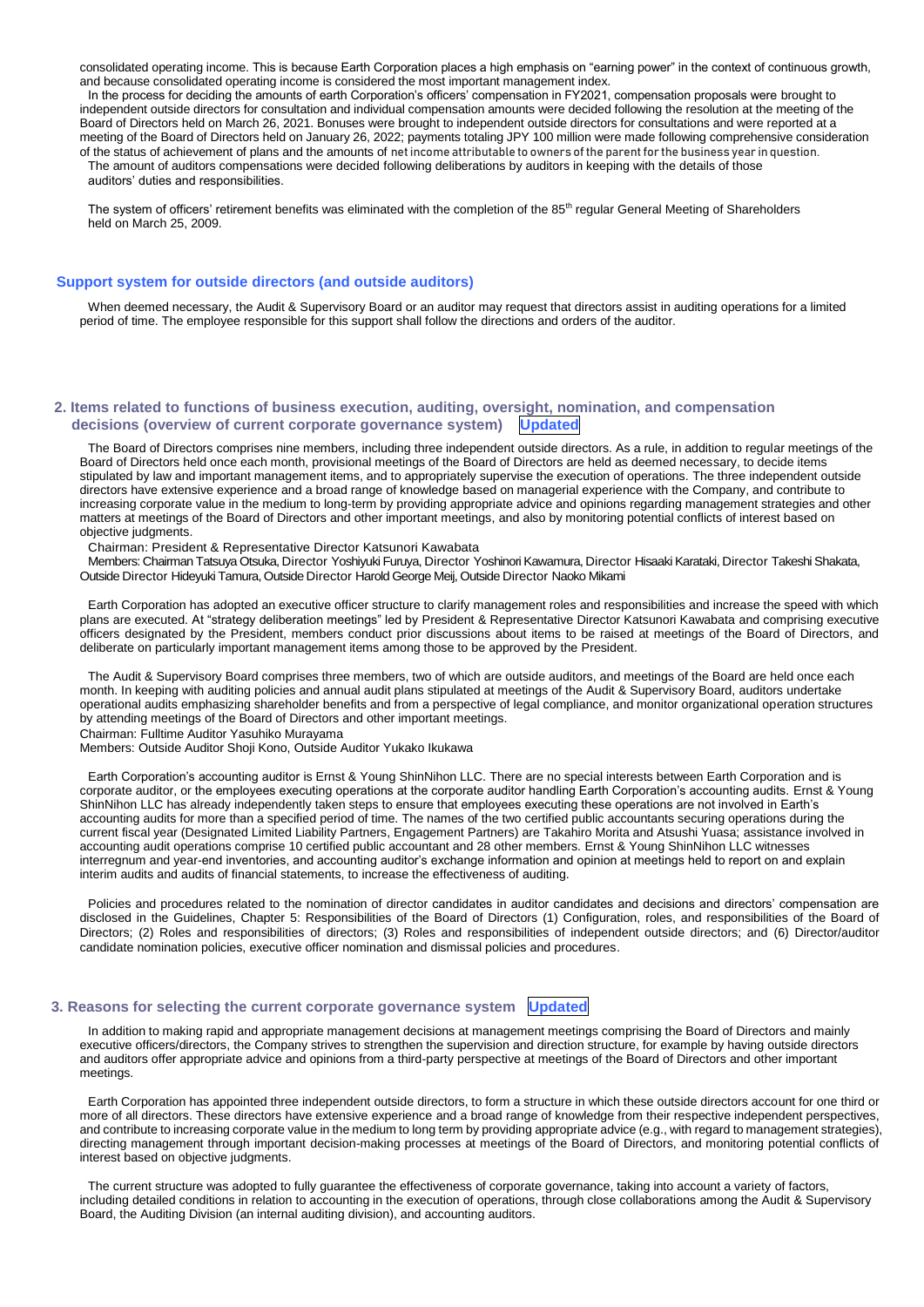consolidated operating income. This is because Earth Corporation places a high emphasis on "earning power" in the context of continuous growth, and because consolidated operating income is considered the most important management index.

In the process for deciding the amounts of earth Corporation's officers' compensation in FY2021, compensation proposals were brought to independent outside directors for consultation and individual compensation amounts were decided following the resolution at the meeting of the Board of Directors held on March 26, 2021. Bonuses were brought to independent outside directors for consultations and were reported at a meeting of the Board of Directors held on January 26, 2022; payments totaling JPY 100 million were made following comprehensive consideration of the status of achievement of plans and the amounts of net income attributable to owners of the parent for the business year in question.

The amount of auditors compensations were decided following deliberations by auditors in keeping with the details of those auditors' duties and responsibilities.

The system of officers' retirement benefits was eliminated with the completion of the 85th regular General Meeting of Shareholders held on March 25, 2009.

## Support system for outside directors (and outside auditors)

When deemed necessary, the Audit & Supervisory Board or an auditor may request that directors assist in auditing operations for a limited period of time. The employee responsible for this support shall follow the directions and orders of the auditor.

## 2. Items related to functions of business execution, auditing, oversight, nomination, and compensation decisions (overview of current corporate governance system) Updated

The Board of Directors comprises nine members, including three independent outside directors. As a rule, in addition to regular meetings of the Board of Directors held once each month, provisional meetings of the Board of Directors are held as deemed necessary, to decide items stipulated by law and important management items, and to appropriately supervise the execution of operations. The three independent outside directors have extensive experience and a broad range of knowledge based on managerial experience with the Company, and contribute to increasing corporate value in the medium to long-term by providing appropriate advice and opinions regarding management strategies and other matters at meetings of the Board of Directors and other important meetings, and also by monitoring potential conflicts of interest based on objective judgments.

Chairman: President & Representative Director Katsunori Kawabata

Members: Chairman Tatsuya Otsuka, Director Yoshiyuki Furuya, Director Yoshinori Kawamura, Director Hisaaki Karataki, Director Takeshi Shakata, Outside Director Hideyuki Tamura, Outside Director Harold George Meij, Outside Director Naoko Mikami

Earth Corporation has adopted an executive officer structure to clarify management roles and responsibilities and increase the speed with which plans are executed. At "strategy deliberation meetings" led by President & Representative Director Katsunori Kawabata and comprising executive officers designated by the President, members conduct prior discussions about items to be raised at meetings of the Board of Directors, and deliberate on particularly important management items among those to be approved by the President.

The Audit & Supervisory Board comprises three members, two of which are outside auditors, and meetings of the Board are held once each month. In keeping with auditing policies and annual audit plans stipulated at meetings of the Audit & Supervisory Board, auditors undertake operational audits emphasizing shareholder benefits and from a perspective of legal compliance, and monitor organizational operation structures by attending meetings of the Board of Directors and other important meetings.

Chairman: Fulltime Auditor Yasuhiko Murayama

Members: Outside Auditor Shoji Kono, Outside Auditor Yukako Ikukawa

Earth Corporation's accounting auditor is Ernst & Young ShinNihon LLC. There are no special interests between Earth Corporation and is corporate auditor, or the employees executing operations at the corporate auditor handling Earth Corporation's accounting audits. Ernst & Young ShinNihon LLC has already independently taken steps to ensure that employees executing these operations are not involved in Earth's accounting audits for more than a specified period of time. The names of the two certified public accountants securing operations during the current fiscal year (Designated Limited Liability Partners, Engagement Partners) are Takahiro Morita and Atsushi Yuasa; assistance involved in accounting audit operations comprise 10 certified public accountant and 28 other members. Ernst & Young ShinNihon LLC witnesses interregnum and year-end inventories, and accounting auditor's exchange information and opinion at meetings held to report on and explain interim audits and audits of financial statements, to increase the effectiveness of auditing.

Policies and procedures related to the nomination of director candidates in auditor candidates and decisions and directors' compensation are disclosed in the Guidelines, Chapter 5: Responsibilities of the Board of Directors (1) Configuration, roles, and responsibilities of the Board of Directors; (2) Roles and responsibilities of directors; (3) Roles and responsibilities of independent outside directors; and (6) Director/auditor candidate nomination policies, executive officer nomination and dismissal policies and procedures.

## 3. Reasons for selecting the current corporate governance system Updated

In addition to making rapid and appropriate management decisions at management meetings comprising the Board of Directors and mainly executive officers/directors, the Company strives to strengthen the supervision and direction structure, for example by having outside directors and auditors offer appropriate advice and opinions from a third-party perspective at meetings of the Board of Directors and other important meetings.

Earth Corporation has appointed three independent outside directors, to form a structure in which these outside directors account for one third or more of all directors. These directors have extensive experience and a broad range of knowledge from their respective independent perspectives, and contribute to increasing corporate value in the medium to long term by providing appropriate advice (e.g., with regard to management strategies), directing management through important decision-making processes at meetings of the Board of Directors, and monitoring potential conflicts of interest based on objective judgments.

The current structure was adopted to fully guarantee the effectiveness of corporate governance, taking into account a variety of factors, including detailed conditions in relation to accounting in the execution of operations, through close collaborations among the Audit & Supervisory Board, the Auditing Division (an internal auditing division), and accounting auditors.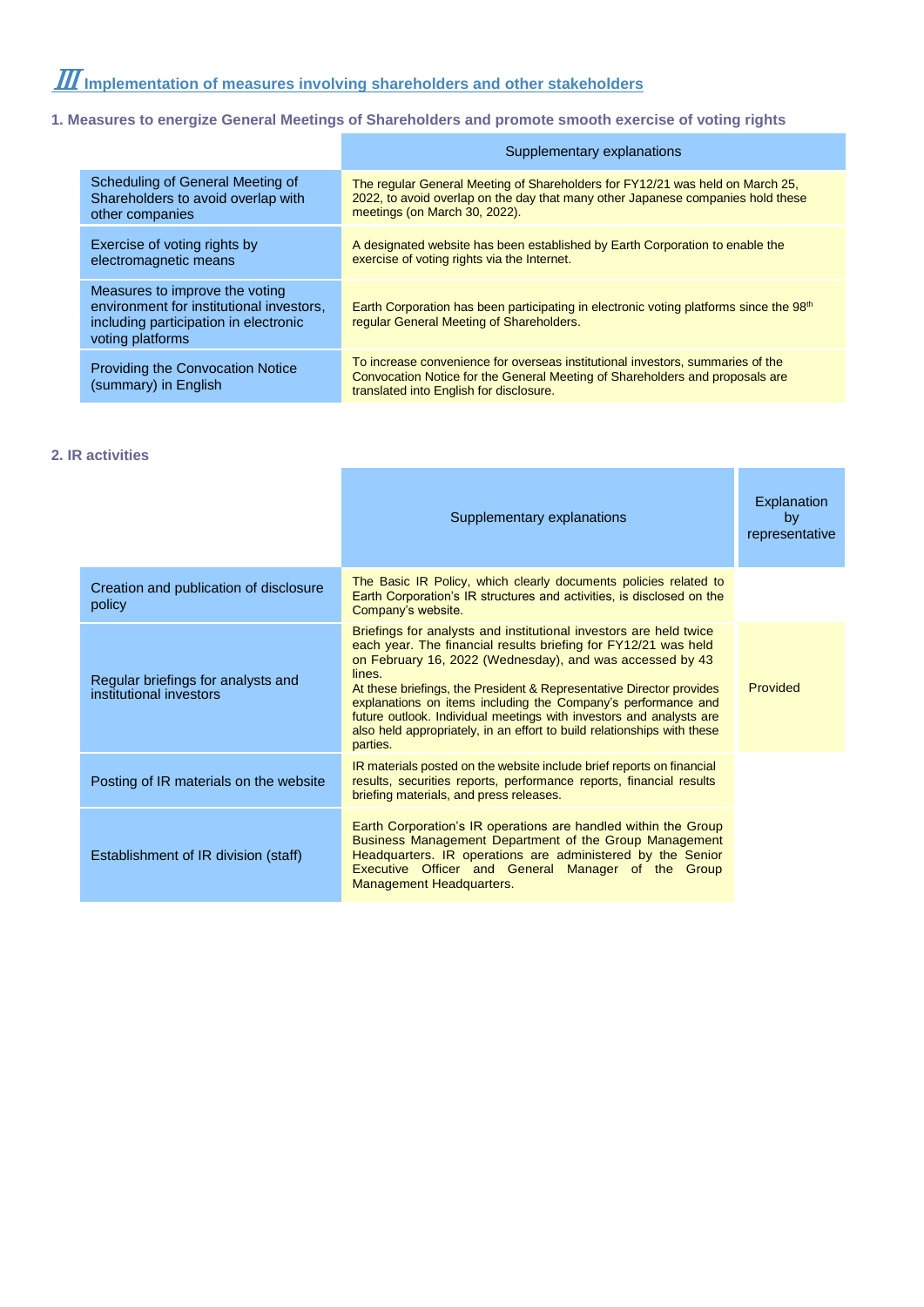## Ⅲ Implementation of measures involving shareholders and other stakeholders

### 1. Measures to energize General Meetings of Shareholders and promote smooth exercise of voting rights

| | Supplementary explanations |
|---|---|
| Scheduling of General Meeting of Shareholders to avoid overlap with other companies | The regular General Meeting of Shareholders for FY12/21 was held on March 25, 2022, to avoid overlap on the day that many other Japanese companies hold these meetings (on March 30, 2022). |
| Exercise of voting rights by electromagnetic means | A designated website has been established by Earth Corporation to enable the exercise of voting rights via the Internet. |
| Measures to improve the voting environment for institutional investors, including participation in electronic voting platforms | Earth Corporation has been participating in electronic voting platforms since the 98th regular General Meeting of Shareholders. |
| Providing the Convocation Notice (summary) in English | To increase convenience for overseas institutional investors, summaries of the Convocation Notice for the General Meeting of Shareholders and proposals are translated into English for disclosure. |

### 2. IR activities

| | Supplementary explanations | Explanation by representative |
|---|---|---|
| Creation and publication of disclosure policy | The Basic IR Policy, which clearly documents policies related to Earth Corporation's IR structures and activities, is disclosed on the Company's website. | |
| Regular briefings for analysts and institutional investors | Briefings for analysts and institutional investors are held twice each year. The financial results briefing for FY12/21 was held on February 16, 2022 (Wednesday), and was accessed by 43 lines.<br>At these briefings, the President & Representative Director provides explanations on items including the Company's performance and future outlook. Individual meetings with investors and analysts are also held appropriately, in an effort to build relationships with these parties. | Provided |
| Posting of IR materials on the website | IR materials posted on the website include brief reports on financial results, securities reports, performance reports, financial results briefing materials, and press releases. | |
| Establishment of IR division (staff) | Earth Corporation's IR operations are handled within the Group Business Management Department of the Group Management Headquarters. IR operations are administered by the Senior Executive Officer and General Manager of the Group Management Headquarters. | |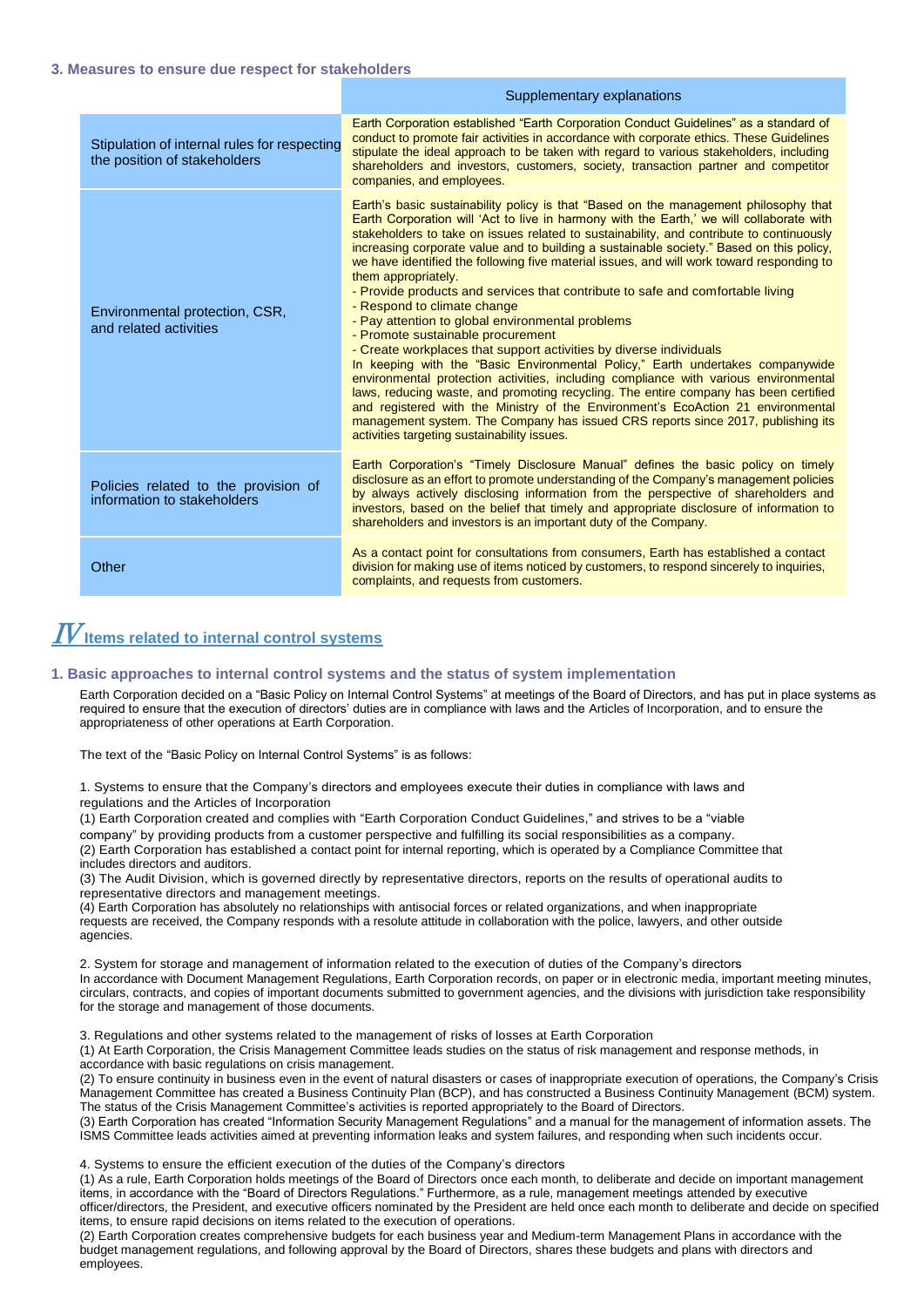### 3. Measures to ensure due respect for stakeholders

| | Supplementary explanations |
|---|---|
| Stipulation of internal rules for respecting the position of stakeholders | Earth Corporation established "Earth Corporation Conduct Guidelines" as a standard of conduct to promote fair activities in accordance with corporate ethics. These Guidelines stipulate the ideal approach to be taken with regard to various stakeholders, including shareholders and investors, customers, society, transaction partner and competitor companies, and employees. |
| Environmental protection, CSR, and related activities | Earth's basic sustainability policy is that "Based on the management philosophy that Earth Corporation will 'Act to live in harmony with the Earth,' we will collaborate with stakeholders to take on issues related to sustainability, and contribute to continuously increasing corporate value and to building a sustainable society." Based on this policy, we have identified the following five material issues, and will work toward responding to them appropriately.<br>- Provide products and services that contribute to safe and comfortable living<br>- Respond to climate change<br>- Pay attention to global environmental problems<br>- Promote sustainable procurement<br>- Create workplaces that support activities by diverse individuals<br>In keeping with the "Basic Environmental Policy," Earth undertakes companywide environmental protection activities, including compliance with various environmental laws, reducing waste, and promoting recycling. The entire company has been certified and registered with the Ministry of the Environment's EcoAction 21 environmental management system. The Company has issued CRS reports since 2017, publishing its activities targeting sustainability issues. |
| Policies related to the provision of information to stakeholders | Earth Corporation's "Timely Disclosure Manual" defines the basic policy on timely disclosure as an effort to promote understanding of the Company's management policies by always actively disclosing information from the perspective of shareholders and investors, based on the belief that timely and appropriate disclosure of information to shareholders and investors is an important duty of the Company. |
| Other | As a contact point for consultations from consumers, Earth has established a contact division for making use of items noticed by customers, to respond sincerely to inquiries, complaints, and requests from customers. |

## IV Items related to internal control systems

### 1. Basic approaches to internal control systems and the status of system implementation

Earth Corporation decided on a "Basic Policy on Internal Control Systems" at meetings of the Board of Directors, and has put in place systems as required to ensure that the execution of directors' duties are in compliance with laws and the Articles of Incorporation, and to ensure the appropriateness of other operations at Earth Corporation.

The text of the "Basic Policy on Internal Control Systems" is as follows:

1. Systems to ensure that the Company's directors and employees execute their duties in compliance with laws and regulations and the Articles of Incorporation
(1) Earth Corporation created and complies with "Earth Corporation Conduct Guidelines," and strives to be a "viable company" by providing products from a customer perspective and fulfilling its social responsibilities as a company.
(2) Earth Corporation has established a contact point for internal reporting, which is operated by a Compliance Committee that includes directors and auditors.
(3) The Audit Division, which is governed directly by representative directors, reports on the results of operational audits to representative directors and management meetings.
(4) Earth Corporation has absolutely no relationships with antisocial forces or related organizations, and when inappropriate requests are received, the Company responds with a resolute attitude in collaboration with the police, lawyers, and other outside agencies.

2. System for storage and management of information related to the execution of duties of the Company's directors
In accordance with Document Management Regulations, Earth Corporation records, on paper or in electronic media, important meeting minutes, circulars, contracts, and copies of important documents submitted to government agencies, and the divisions with jurisdiction take responsibility for the storage and management of those documents.

3. Regulations and other systems related to the management of risks of losses at Earth Corporation
(1) At Earth Corporation, the Crisis Management Committee leads studies on the status of risk management and response methods, in accordance with basic regulations on crisis management.
(2) To ensure continuity in business even in the event of natural disasters or cases of inappropriate execution of operations, the Company's Crisis Management Committee has created a Business Continuity Plan (BCP), and has constructed a Business Continuity Management (BCM) system. The status of the Crisis Management Committee's activities is reported appropriately to the Board of Directors.
(3) Earth Corporation has created "Information Security Management Regulations" and a manual for the management of information assets. The ISMS Committee leads activities aimed at preventing information leaks and system failures, and responding when such incidents occur.

4. Systems to ensure the efficient execution of the duties of the Company's directors
(1) As a rule, Earth Corporation holds meetings of the Board of Directors once each month, to deliberate and decide on important management items, in accordance with the "Board of Directors Regulations." Furthermore, as a rule, management meetings attended by executive officer/directors, the President, and executive officers nominated by the President are held once each month to deliberate and decide on specified items, to ensure rapid decisions on items related to the execution of operations.
(2) Earth Corporation creates comprehensive budgets for each business year and Medium-term Management Plans in accordance with the budget management regulations, and following approval by the Board of Directors, shares these budgets and plans with directors and employees.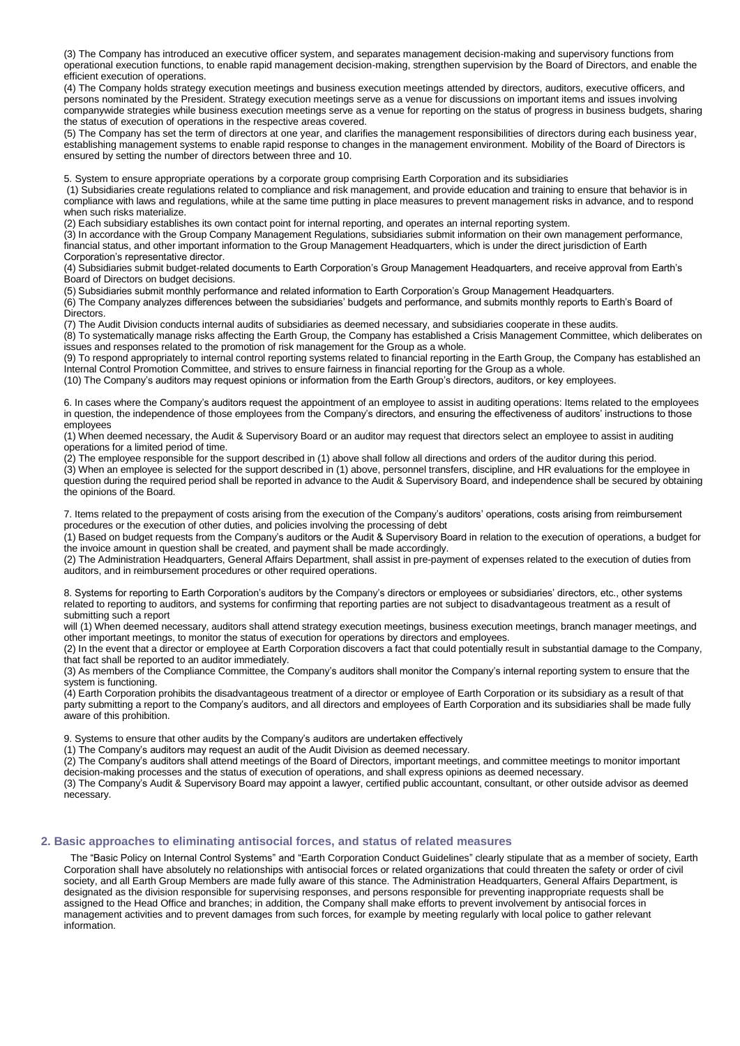(3) The Company has introduced an executive officer system, and separates management decision-making and supervisory functions from operational execution functions, to enable rapid management decision-making, strengthen supervision by the Board of Directors, and enable the efficient execution of operations.

(4) The Company holds strategy execution meetings and business execution meetings attended by directors, auditors, executive officers, and persons nominated by the President. Strategy execution meetings serve as a venue for discussions on important items and issues involving companywide strategies while business execution meetings serve as a venue for reporting on the status of progress in business budgets, sharing the status of execution of operations in the respective areas covered.

(5) The Company has set the term of directors at one year, and clarifies the management responsibilities of directors during each business year, establishing management systems to enable rapid response to changes in the management environment. Mobility of the Board of Directors is ensured by setting the number of directors between three and 10.

5. System to ensure appropriate operations by a corporate group comprising Earth Corporation and its subsidiaries

(1) Subsidiaries create regulations related to compliance and risk management, and provide education and training to ensure that behavior is in compliance with laws and regulations, while at the same time putting in place measures to prevent management risks in advance, and to respond when such risks materialize.

(2) Each subsidiary establishes its own contact point for internal reporting, and operates an internal reporting system.

(3) In accordance with the Group Company Management Regulations, subsidiaries submit information on their own management performance, financial status, and other important information to the Group Management Headquarters, which is under the direct jurisdiction of Earth Corporation's representative director.

(4) Subsidiaries submit budget-related documents to Earth Corporation's Group Management Headquarters, and receive approval from Earth's Board of Directors on budget decisions.

(5) Subsidiaries submit monthly performance and related information to Earth Corporation's Group Management Headquarters.

(6) The Company analyzes differences between the subsidiaries' budgets and performance, and submits monthly reports to Earth's Board of Directors.

(7) The Audit Division conducts internal audits of subsidiaries as deemed necessary, and subsidiaries cooperate in these audits.

(8) To systematically manage risks affecting the Earth Group, the Company has established a Crisis Management Committee, which deliberates on issues and responses related to the promotion of risk management for the Group as a whole.

(9) To respond appropriately to internal control reporting systems related to financial reporting in the Earth Group, the Company has established an Internal Control Promotion Committee, and strives to ensure fairness in financial reporting for the Group as a whole.

(10) The Company's auditors may request opinions or information from the Earth Group's directors, auditors, or key employees.

6. In cases where the Company's auditors request the appointment of an employee to assist in auditing operations: Items related to the employees in question, the independence of those employees from the Company's directors, and ensuring the effectiveness of auditors' instructions to those employees

(1) When deemed necessary, the Audit & Supervisory Board or an auditor may request that directors select an employee to assist in auditing operations for a limited period of time.

(2) The employee responsible for the support described in (1) above shall follow all directions and orders of the auditor during this period.

(3) When an employee is selected for the support described in (1) above, personnel transfers, discipline, and HR evaluations for the employee in question during the required period shall be reported in advance to the Audit & Supervisory Board, and independence shall be secured by obtaining the opinions of the Board.

7. Items related to the prepayment of costs arising from the execution of the Company's auditors' operations, costs arising from reimbursement procedures or the execution of other duties, and policies involving the processing of debt

(1) Based on budget requests from the Company's auditors or the Audit & Supervisory Board in relation to the execution of operations, a budget for the invoice amount in question shall be created, and payment shall be made accordingly.

(2) The Administration Headquarters, General Affairs Department, shall assist in pre-payment of expenses related to the execution of duties from auditors, and in reimbursement procedures or other required operations.

8. Systems for reporting to Earth Corporation's auditors by the Company's directors or employees or subsidiaries' directors, etc., other systems related to reporting to auditors, and systems for confirming that reporting parties are not subject to disadvantageous treatment as a result of submitting such a report

will (1) When deemed necessary, auditors shall attend strategy execution meetings, business execution meetings, branch manager meetings, and other important meetings, to monitor the status of execution for operations by directors and employees.

(2) In the event that a director or employee at Earth Corporation discovers a fact that could potentially result in substantial damage to the Company, that fact shall be reported to an auditor immediately.

(3) As members of the Compliance Committee, the Company's auditors shall monitor the Company's internal reporting system to ensure that the system is functioning.

(4) Earth Corporation prohibits the disadvantageous treatment of a director or employee of Earth Corporation or its subsidiary as a result of that party submitting a report to the Company's auditors, and all directors and employees of Earth Corporation and its subsidiaries shall be made fully aware of this prohibition.

9. Systems to ensure that other audits by the Company's auditors are undertaken effectively

(1) The Company's auditors may request an audit of the Audit Division as deemed necessary.

(2) The Company's auditors shall attend meetings of the Board of Directors, important meetings, and committee meetings to monitor important decision-making processes and the status of execution of operations, and shall express opinions as deemed necessary.

(3) The Company's Audit & Supervisory Board may appoint a lawyer, certified public accountant, consultant, or other outside advisor as deemed necessary.

## 2. Basic approaches to eliminating antisocial forces, and status of related measures

The "Basic Policy on Internal Control Systems" and "Earth Corporation Conduct Guidelines" clearly stipulate that as a member of society, Earth Corporation shall have absolutely no relationships with antisocial forces or related organizations that could threaten the safety or order of civil society, and all Earth Group Members are made fully aware of this stance. The Administration Headquarters, General Affairs Department, is designated as the division responsible for supervising responses, and persons responsible for preventing inappropriate requests shall be assigned to the Head Office and branches; in addition, the Company shall make efforts to prevent involvement by antisocial forces in management activities and to prevent damages from such forces, for example by meeting regularly with local police to gather relevant information.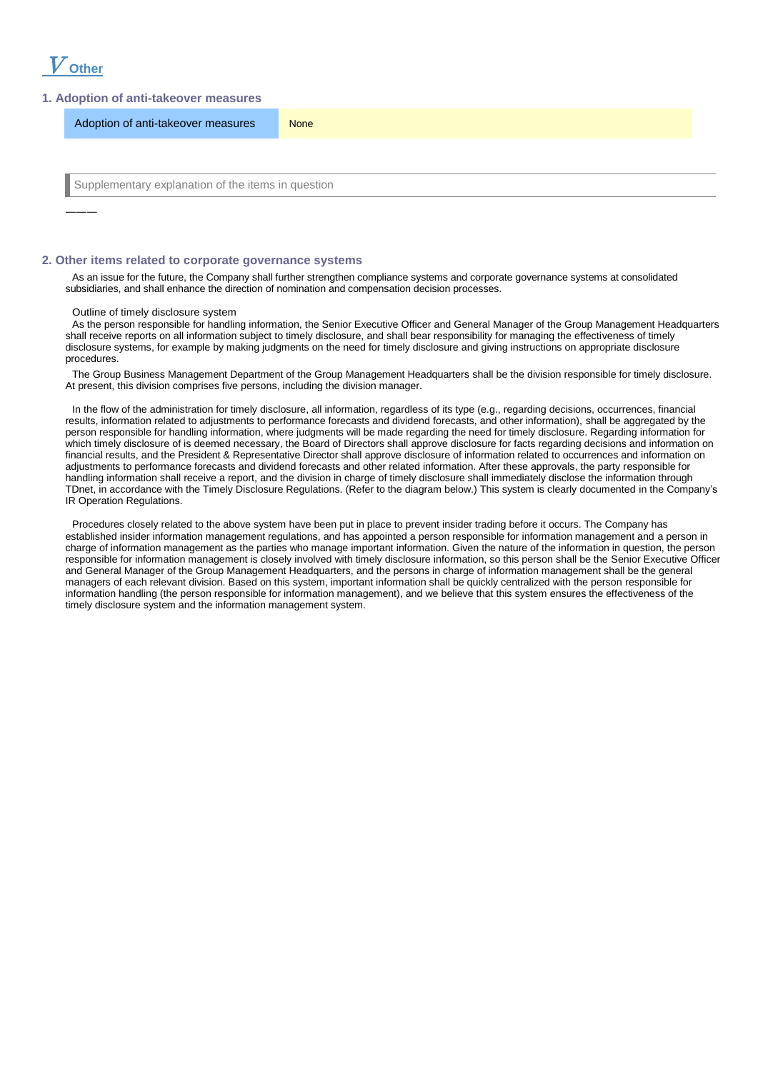# V Other

## 1. Adoption of anti-takeover measures

| Adoption of anti-takeover measures | None |
|---|---|

### Supplementary explanation of the items in question

———

## 2. Other items related to corporate governance systems

As an issue for the future, the Company shall further strengthen compliance systems and corporate governance systems at consolidated subsidiaries, and shall enhance the direction of nomination and compensation decision processes.

Outline of timely disclosure system

As the person responsible for handling information, the Senior Executive Officer and General Manager of the Group Management Headquarters shall receive reports on all information subject to timely disclosure, and shall bear responsibility for managing the effectiveness of timely disclosure systems, for example by making judgments on the need for timely disclosure and giving instructions on appropriate disclosure procedures.

The Group Business Management Department of the Group Management Headquarters shall be the division responsible for timely disclosure. At present, this division comprises five persons, including the division manager.

In the flow of the administration for timely disclosure, all information, regardless of its type (e.g., regarding decisions, occurrences, financial results, information related to adjustments to performance forecasts and dividend forecasts, and other information), shall be aggregated by the person responsible for handling information, where judgments will be made regarding the need for timely disclosure. Regarding information for which timely disclosure of is deemed necessary, the Board of Directors shall approve disclosure for facts regarding decisions and information on financial results, and the President & Representative Director shall approve disclosure of information related to occurrences and information on adjustments to performance forecasts and dividend forecasts and other related information. After these approvals, the party responsible for handling information shall receive a report, and the division in charge of timely disclosure shall immediately disclose the information through TDnet, in accordance with the Timely Disclosure Regulations. (Refer to the diagram below.) This system is clearly documented in the Company's IR Operation Regulations.

Procedures closely related to the above system have been put in place to prevent insider trading before it occurs. The Company has established insider information management regulations, and has appointed a person responsible for information management and a person in charge of information management as the parties who manage important information. Given the nature of the information in question, the person responsible for information management is closely involved with timely disclosure information, so this person shall be the Senior Executive Officer and General Manager of the Group Management Headquarters, and the persons in charge of information management shall be the general managers of each relevant division. Based on this system, important information shall be quickly centralized with the person responsible for information handling (the person responsible for information management), and we believe that this system ensures the effectiveness of the timely disclosure system and the information management system.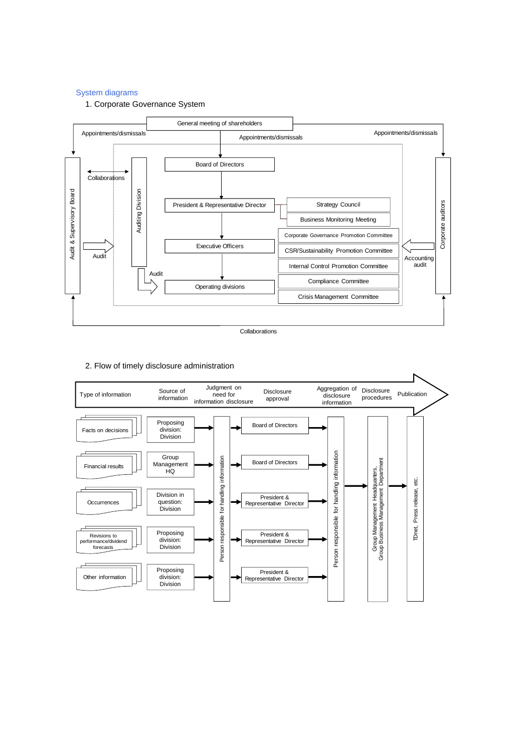System diagrams

1. Corporate Governance System

General meeting of shareholders

Appointments/dismissals

Appointments/dismissals

Appointments/dismissals

Audit & Supervisory Board

Collaborations

Auditing Division

Board of Directors

President & Representative Director

Strategy Council

Business Monitoring Meeting

Corporate Governance Promotion Committee

CSR/Sustainability Promotion Committee

Internal Control Promotion Committee

Compliance Committee

Crisis Management Committee

Executive Officers

Operating divisions

Audit

Audit

Accounting audit

Corporate auditors

Collaborations

2. Flow of timely disclosure administration

Type of information

Source of information

Judgment on need for information disclosure

Disclosure approval

Aggregation of disclosure information

Disclosure procedures

Publication

Facts on decisions

Proposing division: Division

Board of Directors

Financial results

Group Management HQ

Board of Directors

Occurrences

Division in question: Division

President & Representative Director

Revisions to performance/dividend forecasts

Proposing division: Division

President & Representative Director

Other information

Proposing division: Division

President & Representative Director

Person responsible for handling information

Person responsible for handling information

Group Management Headquarters, Group Business Management Department

TDnet, Press release, etc.